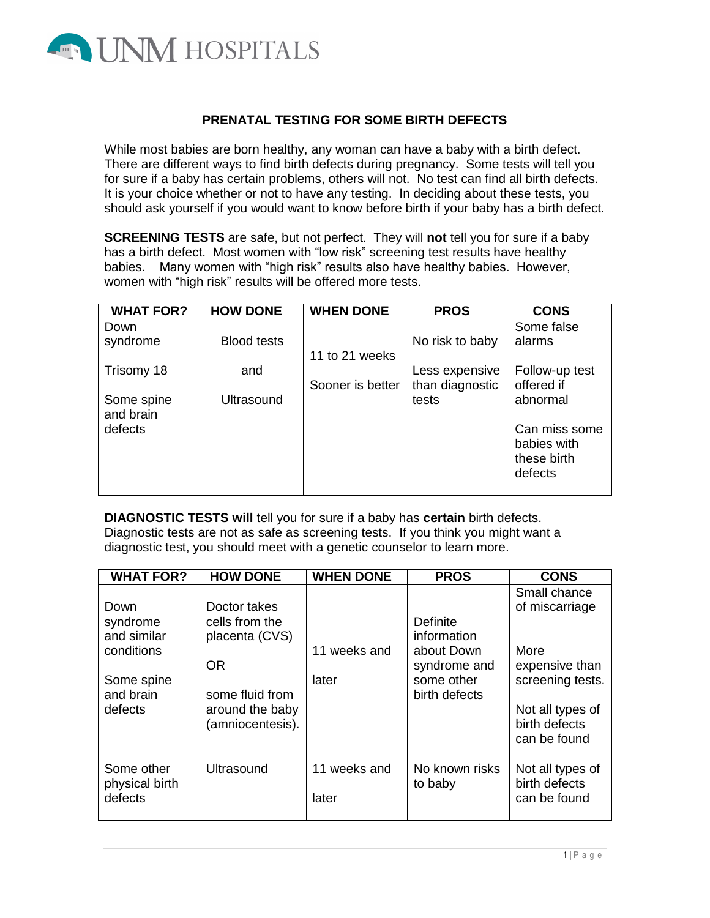UNM HOSPITALS

## PRENATAL TESTING FOR SOME BIRTH DEFECTS

While most babies are born healthy, any woman can have a baby with a birth defect. There are different ways to find birth defects during pregnancy. Some tests will tell you for sure if a baby has certain problems, others will not. No test can find all birth defects. It is your choice whether or not to have any testing. In deciding about these tests, you should ask yourself if you would want to know before birth if your baby has a birth defect.

**SCREENING TESTS** are safe, but not perfect. They will **not** tell you for sure if a baby has a birth defect. Most women with "low risk" screening test results have healthy babies. Many women with "high risk" results also have healthy babies. However, women with "high risk" results will be offered more tests.

| WHAT FOR? | HOW DONE | WHEN DONE | PROS | CONS |
|---|---|---|---|---|
| Down syndrome<br><br>Trisomy 18<br><br>Some spine and brain defects | Blood tests<br><br>and<br><br>Ultrasound | 11 to 21 weeks<br><br>Sooner is better | No risk to baby<br><br>Less expensive than diagnostic tests | Some false alarms<br><br>Follow-up test offered if abnormal<br><br>Can miss some babies with these birth defects |

**DIAGNOSTIC TESTS will** tell you for sure if a baby has **certain** birth defects. Diagnostic tests are not as safe as screening tests. If you think you might want a diagnostic test, you should meet with a genetic counselor to learn more.

| WHAT FOR? | HOW DONE | WHEN DONE | PROS | CONS |
|---|---|---|---|---|
| Down syndrome and similar conditions<br><br>Some spine and brain defects | Doctor takes cells from the placenta (CVS)<br><br>OR<br><br>some fluid from around the baby (amniocentesis). | 11 weeks and<br><br>later | Definite information about Down syndrome and some other birth defects | Small chance of miscarriage<br><br>More expensive than screening tests.<br><br>Not all types of birth defects can be found |
| Some other physical birth defects | Ultrasound | 11 weeks and<br><br>later | No known risks to baby | Not all types of birth defects can be found |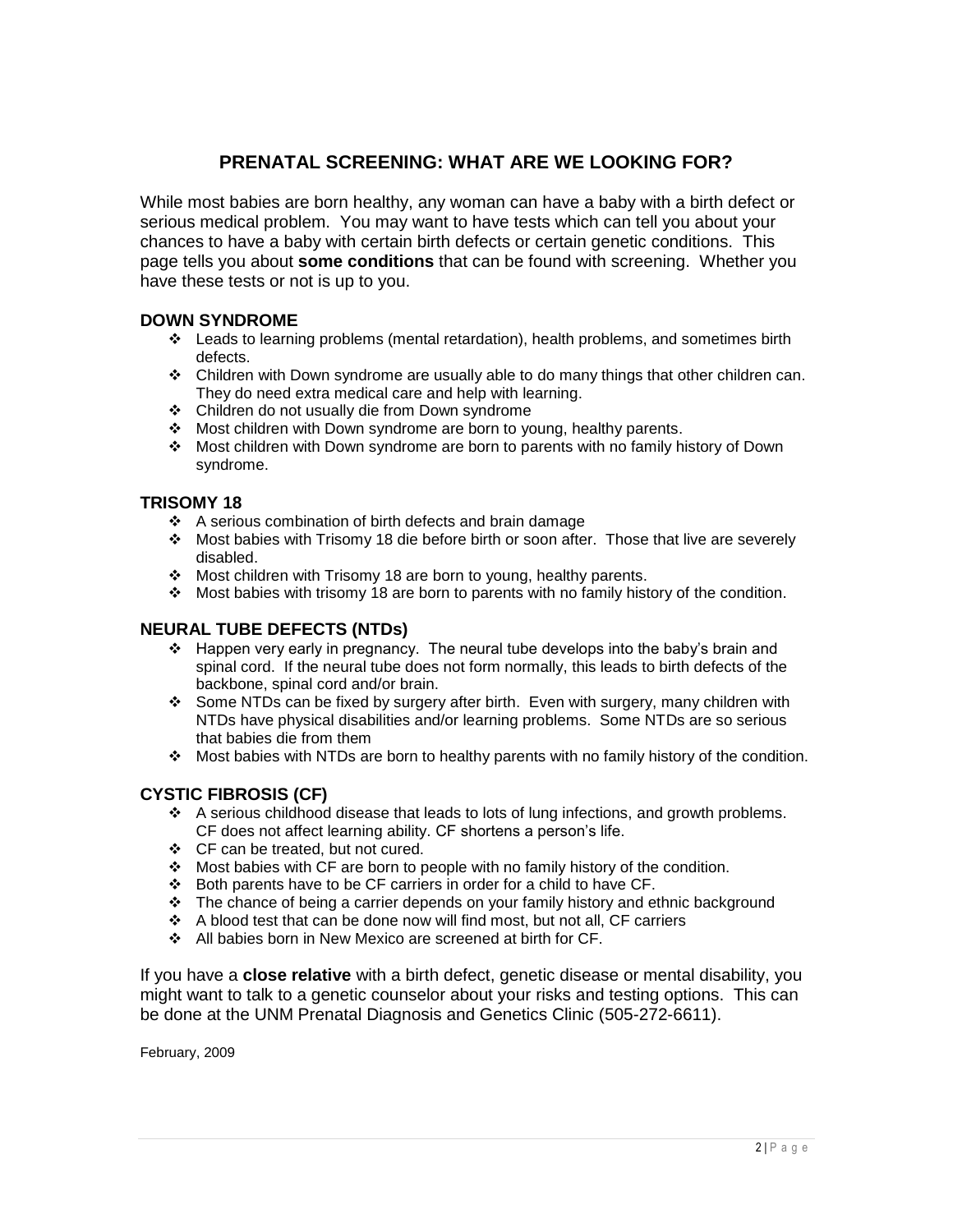# PRENATAL SCREENING: WHAT ARE WE LOOKING FOR?

While most babies are born healthy, any woman can have a baby with a birth defect or serious medical problem. You may want to have tests which can tell you about your chances to have a baby with certain birth defects or certain genetic conditions. This page tells you about **some conditions** that can be found with screening. Whether you have these tests or not is up to you.

## DOWN SYNDROME

- Leads to learning problems (mental retardation), health problems, and sometimes birth defects.
- Children with Down syndrome are usually able to do many things that other children can. They do need extra medical care and help with learning.
- Children do not usually die from Down syndrome
- Most children with Down syndrome are born to young, healthy parents.
- Most children with Down syndrome are born to parents with no family history of Down syndrome.

## TRISOMY 18

- A serious combination of birth defects and brain damage
- Most babies with Trisomy 18 die before birth or soon after. Those that live are severely disabled.
- Most children with Trisomy 18 are born to young, healthy parents.
- Most babies with trisomy 18 are born to parents with no family history of the condition.

## NEURAL TUBE DEFECTS (NTDs)

- Happen very early in pregnancy. The neural tube develops into the baby's brain and spinal cord. If the neural tube does not form normally, this leads to birth defects of the backbone, spinal cord and/or brain.
- Some NTDs can be fixed by surgery after birth. Even with surgery, many children with NTDs have physical disabilities and/or learning problems. Some NTDs are so serious that babies die from them
- Most babies with NTDs are born to healthy parents with no family history of the condition.

## CYSTIC FIBROSIS (CF)

- A serious childhood disease that leads to lots of lung infections, and growth problems. CF does not affect learning ability. CF shortens a person's life.
- CF can be treated, but not cured.
- Most babies with CF are born to people with no family history of the condition.
- Both parents have to be CF carriers in order for a child to have CF.
- The chance of being a carrier depends on your family history and ethnic background
- A blood test that can be done now will find most, but not all, CF carriers
- All babies born in New Mexico are screened at birth for CF.

If you have a **close relative** with a birth defect, genetic disease or mental disability, you might want to talk to a genetic counselor about your risks and testing options. This can be done at the UNM Prenatal Diagnosis and Genetics Clinic (505-272-6611).

February, 2009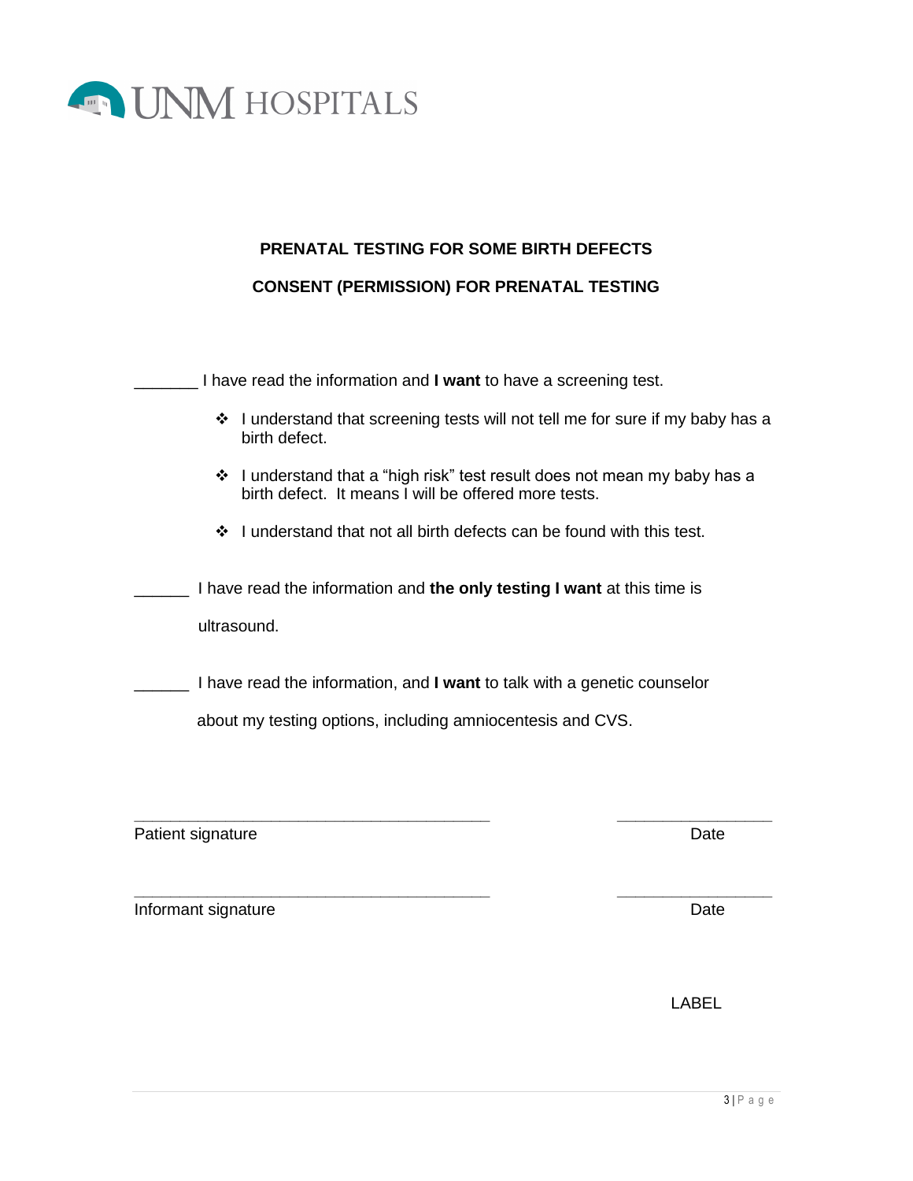UNM HOSPITALS

## PRENATAL TESTING FOR SOME BIRTH DEFECTS

## CONSENT (PERMISSION) FOR PRENATAL TESTING

_______ I have read the information and **I want** to have a screening test.

- I understand that screening tests will not tell me for sure if my baby has a birth defect.
- I understand that a "high risk" test result does not mean my baby has a birth defect. It means I will be offered more tests.
- I understand that not all birth defects can be found with this test.

______ I have read the information and **the only testing I want** at this time is ultrasound.

______ I have read the information, and **I want** to talk with a genetic counselor about my testing options, including amniocentesis and CVS.

_________________________________________ _________________

Patient signature Date

_________________________________________ _________________

Informant signature Date

LABEL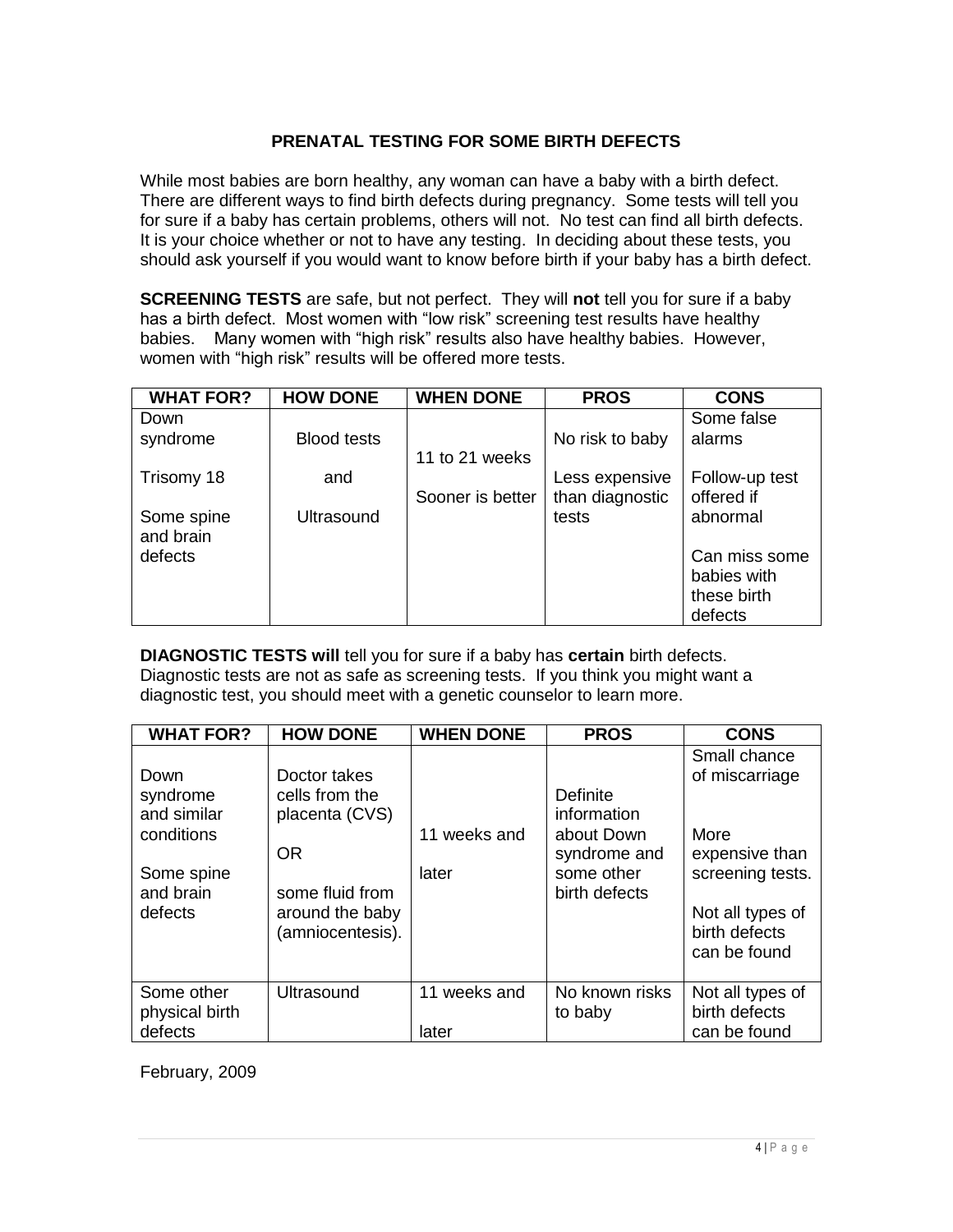## PRENATAL TESTING FOR SOME BIRTH DEFECTS

While most babies are born healthy, any woman can have a baby with a birth defect. There are different ways to find birth defects during pregnancy. Some tests will tell you for sure if a baby has certain problems, others will not. No test can find all birth defects. It is your choice whether or not to have any testing. In deciding about these tests, you should ask yourself if you would want to know before birth if your baby has a birth defect.

**SCREENING TESTS** are safe, but not perfect. They will **not** tell you for sure if a baby has a birth defect. Most women with "low risk" screening test results have healthy babies. Many women with "high risk" results also have healthy babies. However, women with "high risk" results will be offered more tests.

| WHAT FOR? | HOW DONE | WHEN DONE | PROS | CONS |
|---|---|---|---|---|
| Down syndrome<br><br>Trisomy 18<br><br>Some spine and brain defects | Blood tests<br><br>and<br><br>Ultrasound | 11 to 21 weeks<br><br>Sooner is better | No risk to baby<br><br>Less expensive than diagnostic tests | Some false alarms<br><br>Follow-up test offered if abnormal<br><br>Can miss some babies with these birth defects |

**DIAGNOSTIC TESTS will** tell you for sure if a baby has **certain** birth defects. Diagnostic tests are not as safe as screening tests. If you think you might want a diagnostic test, you should meet with a genetic counselor to learn more.

| WHAT FOR? | HOW DONE | WHEN DONE | PROS | CONS |
|---|---|---|---|---|
| Down syndrome and similar conditions<br><br>Some spine and brain defects | Doctor takes cells from the placenta (CVS)<br><br>OR<br><br>some fluid from around the baby (amniocentesis). | 11 weeks and later | Definite information about Down syndrome and some other birth defects | Small chance of miscarriage<br><br>More expensive than screening tests.<br><br>Not all types of birth defects can be found |
| Some other physical birth defects | Ultrasound | 11 weeks and later | No known risks to baby | Not all types of birth defects can be found |

February, 2009